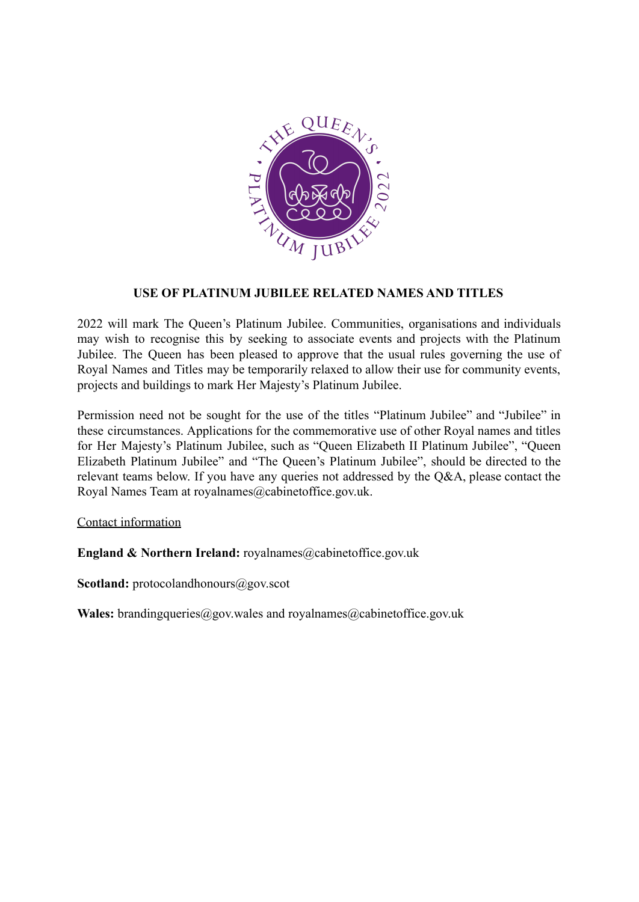# USE OF PLATINUM JUBILEE RELATED NAMES AND TITLES

2022 will mark The Queen's Platinum Jubilee. Communities, organisations and individuals may wish to recognise this by seeking to associate events and projects with the Platinum Jubilee. The Queen has been pleased to approve that the usual rules governing the use of Royal Names and Titles may be temporarily relaxed to allow their use for community events, projects and buildings to mark Her Majesty's Platinum Jubilee.

Permission need not be sought for the use of the titles "Platinum Jubilee" and "Jubilee" in these circumstances. Applications for the commemorative use of other Royal names and titles for Her Majesty's Platinum Jubilee, such as "Queen Elizabeth II Platinum Jubilee", "Queen Elizabeth Platinum Jubilee" and "The Queen's Platinum Jubilee", should be directed to the relevant teams below. If you have any queries not addressed by the Q&A, please contact the Royal Names Team at royalnames@cabinetoffice.gov.uk.

Contact information

**England & Northern Ireland:** royalnames@cabinetoffice.gov.uk

**Scotland:** protocolandhonours@gov.scot

**Wales:** brandingqueries@gov.wales and royalnames@cabinetoffice.gov.uk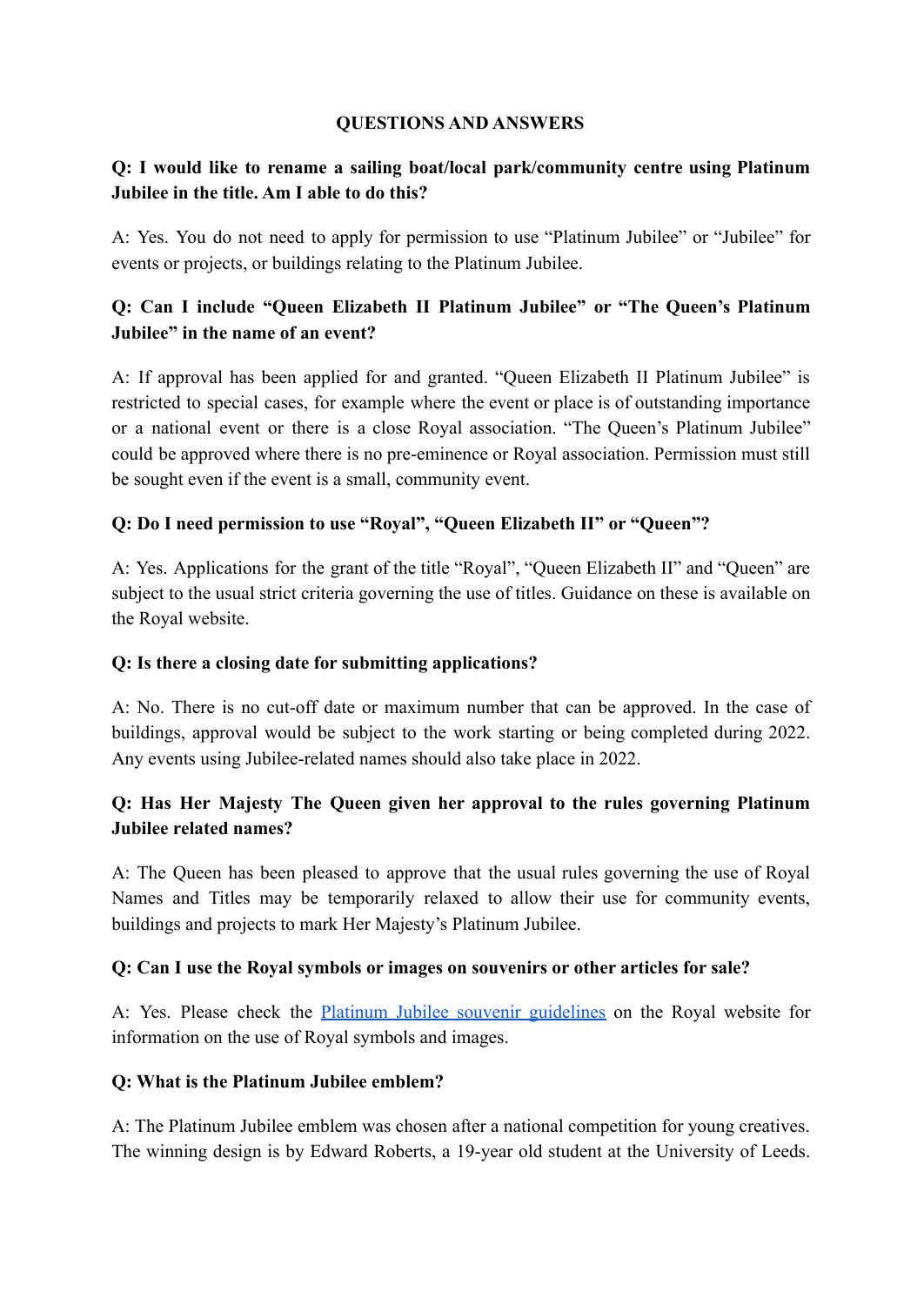**QUESTIONS AND ANSWERS**

**Q: I would like to rename a sailing boat/local park/community centre using Platinum Jubilee in the title. Am I able to do this?**

A: Yes. You do not need to apply for permission to use "Platinum Jubilee" or "Jubilee" for events or projects, or buildings relating to the Platinum Jubilee.

**Q: Can I include "Queen Elizabeth II Platinum Jubilee" or "The Queen's Platinum Jubilee" in the name of an event?**

A: If approval has been applied for and granted. "Queen Elizabeth II Platinum Jubilee" is restricted to special cases, for example where the event or place is of outstanding importance or a national event or there is a close Royal association. "The Queen's Platinum Jubilee" could be approved where there is no pre-eminence or Royal association. Permission must still be sought even if the event is a small, community event.

**Q: Do I need permission to use "Royal", "Queen Elizabeth II" or "Queen"?**

A: Yes. Applications for the grant of the title "Royal", "Queen Elizabeth II" and "Queen" are subject to the usual strict criteria governing the use of titles. Guidance on these is available on the Royal website.

**Q: Is there a closing date for submitting applications?**

A: No. There is no cut-off date or maximum number that can be approved. In the case of buildings, approval would be subject to the work starting or being completed during 2022. Any events using Jubilee-related names should also take place in 2022.

**Q: Has Her Majesty The Queen given her approval to the rules governing Platinum Jubilee related names?**

A: The Queen has been pleased to approve that the usual rules governing the use of Royal Names and Titles may be temporarily relaxed to allow their use for community events, buildings and projects to mark Her Majesty's Platinum Jubilee.

**Q: Can I use the Royal symbols or images on souvenirs or other articles for sale?**

A: Yes. Please check the Platinum Jubilee souvenir guidelines on the Royal website for information on the use of Royal symbols and images.

**Q: What is the Platinum Jubilee emblem?**

A: The Platinum Jubilee emblem was chosen after a national competition for young creatives. The winning design is by Edward Roberts, a 19-year old student at the University of Leeds.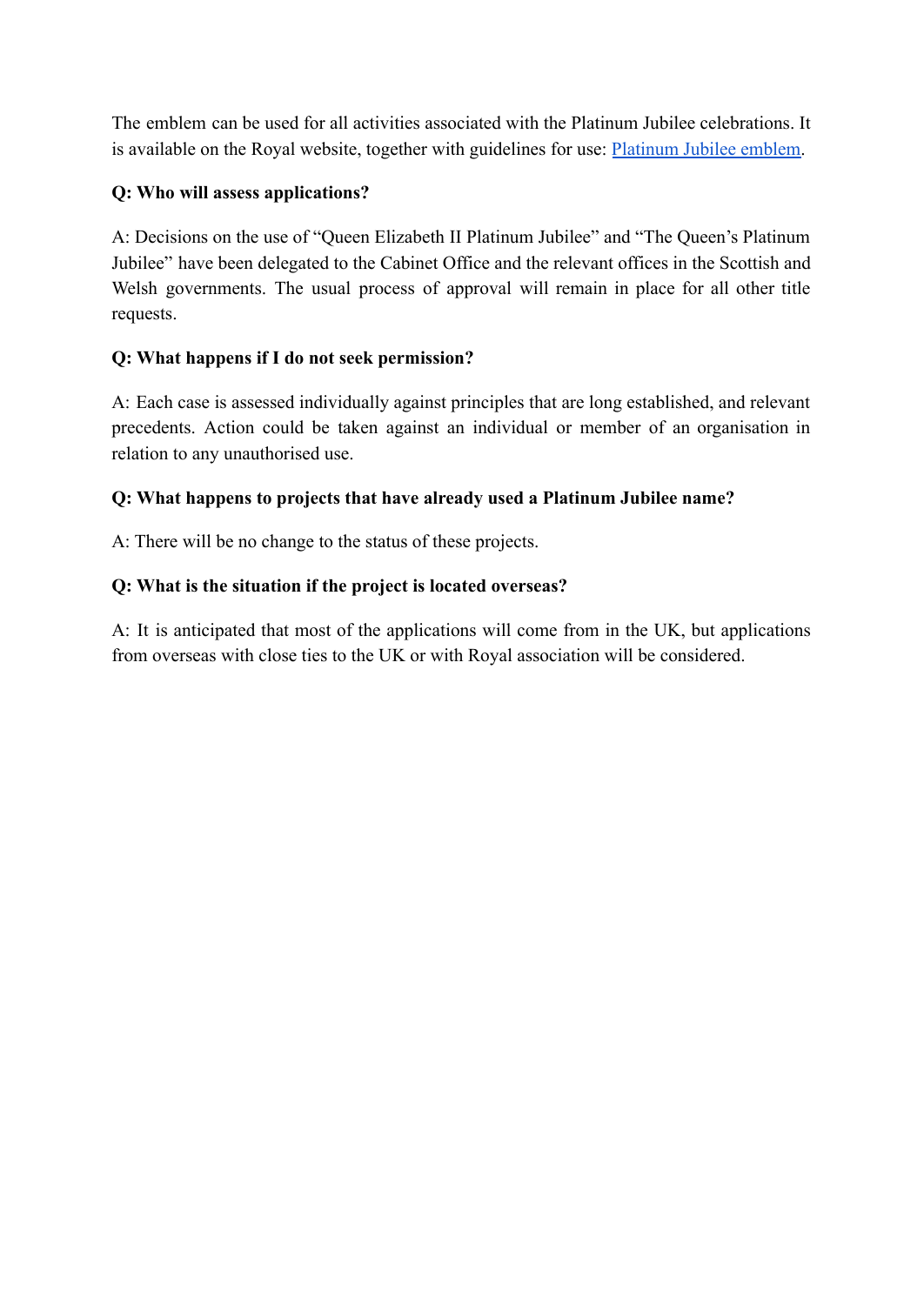The emblem can be used for all activities associated with the Platinum Jubilee celebrations. It is available on the Royal website, together with guidelines for use: [Platinum Jubilee emblem](#).

**Q: Who will assess applications?**

A: Decisions on the use of "Queen Elizabeth II Platinum Jubilee" and "The Queen's Platinum Jubilee" have been delegated to the Cabinet Office and the relevant offices in the Scottish and Welsh governments. The usual process of approval will remain in place for all other title requests.

**Q: What happens if I do not seek permission?**

A: Each case is assessed individually against principles that are long established, and relevant precedents. Action could be taken against an individual or member of an organisation in relation to any unauthorised use.

**Q: What happens to projects that have already used a Platinum Jubilee name?**

A: There will be no change to the status of these projects.

**Q: What is the situation if the project is located overseas?**

A: It is anticipated that most of the applications will come from in the UK, but applications from overseas with close ties to the UK or with Royal association will be considered.